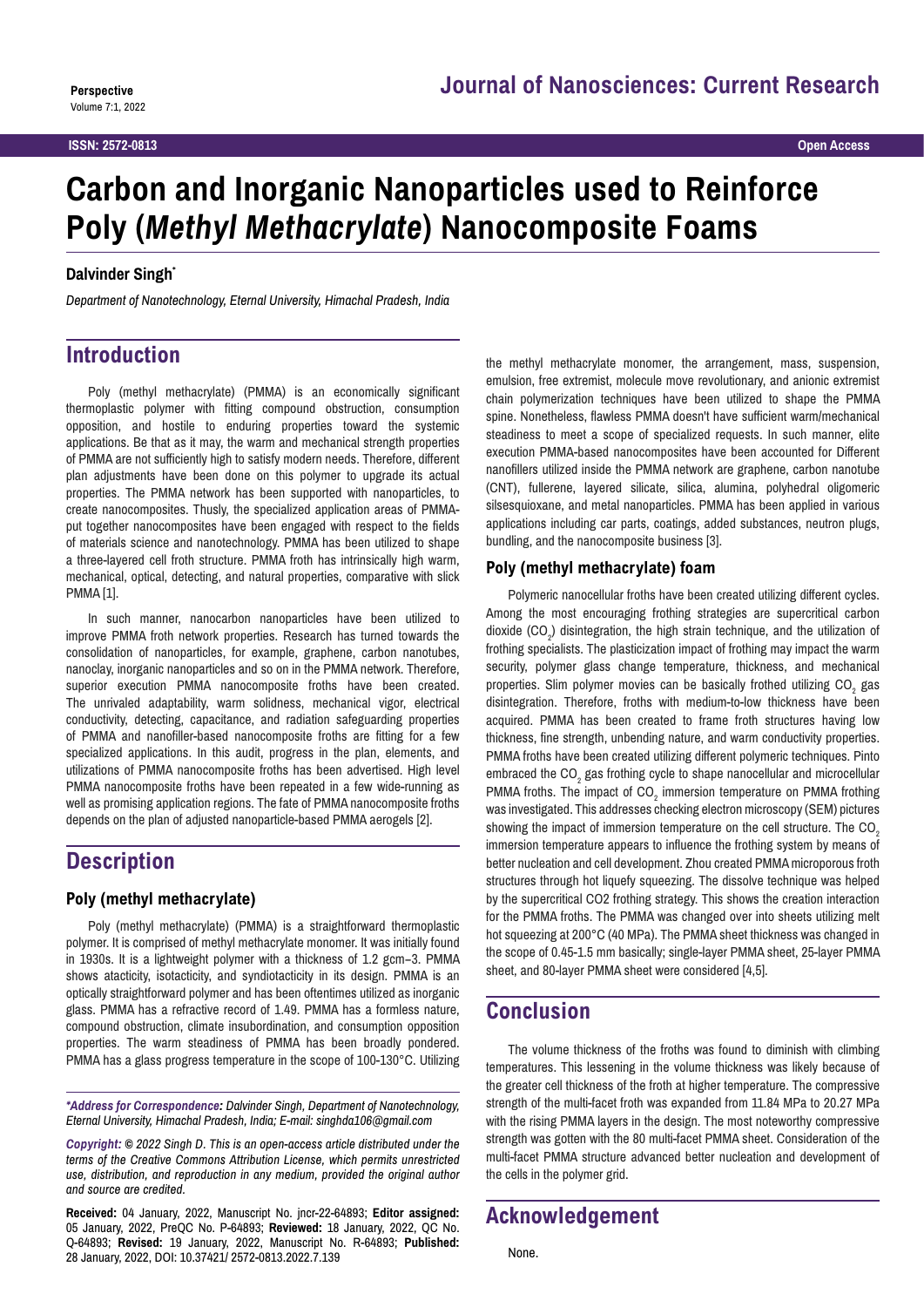**Perspective**

# Carbon and Inorganic Nanoparticles used to Reinforce Poly (*Methyl Methacrylate*) Nanocomposite Foams

**Dalvinder Singh***

*Department of Nanotechnology, Eternal University, Himachal Pradesh, India*

## Introduction

Poly (methyl methacrylate) (PMMA) is an economically significant thermoplastic polymer with fitting compound obstruction, consumption opposition, and hostile to enduring properties toward the systemic applications. Be that as it may, the warm and mechanical strength properties of PMMA are not sufficiently high to satisfy modern needs. Therefore, different plan adjustments have been done on this polymer to upgrade its actual properties. The PMMA network has been supported with nanoparticles, to create nanocomposites. Thusly, the specialized application areas of PMMA-put together nanocomposites have been engaged with respect to the fields of materials science and nanotechnology. PMMA has been utilized to shape a three-layered cell froth structure. PMMA froth has intrinsically high warm, mechanical, optical, detecting, and natural properties, comparative with slick PMMA [1].

In such manner, nanocarbon nanoparticles have been utilized to improve PMMA froth network properties. Research has turned towards the consolidation of nanoparticles, for example, graphene, carbon nanotubes, nanoclay, inorganic nanoparticles and so on in the PMMA network. Therefore, superior execution PMMA nanocomposite froths have been created. The unrivaled adaptability, warm solidness, mechanical vigor, electrical conductivity, detecting, capacitance, and radiation safeguarding properties of PMMA and nanofiller-based nanocomposite froths are fitting for a few specialized applications. In this audit, progress in the plan, elements, and utilizations of PMMA nanocomposite froths has been advertised. High level PMMA nanocomposite froths have been repeated in a few wide-running as well as promising application regions. The fate of PMMA nanocomposite froths depends on the plan of adjusted nanoparticle-based PMMA aerogels [2].

## Description

### Poly (methyl methacrylate)

Poly (methyl methacrylate) (PMMA) is a straightforward thermoplastic polymer. It is comprised of methyl methacrylate monomer. It was initially found in 1930s. It is a lightweight polymer with a thickness of 1.2 gcm−3. PMMA shows atacticity, isotacticity, and syndiotacticity in its design. PMMA is an optically straightforward polymer and has been oftentimes utilized as inorganic glass. PMMA has a refractive record of 1.49. PMMA has a formless nature, compound obstruction, climate insubordination, and consumption opposition properties. The warm steadiness of PMMA has been broadly pondered. PMMA has a glass progress temperature in the scope of 100-130°C. Utilizing the methyl methacrylate monomer, the arrangement, mass, suspension, emulsion, free extremist, molecule move revolutionary, and anionic extremist chain polymerization techniques have been utilized to shape the PMMA spine. Nonetheless, flawless PMMA doesn't have sufficient warm/mechanical steadiness to meet a scope of specialized requests. In such manner, elite execution PMMA-based nanocomposites have been accounted for Different nanofillers utilized inside the PMMA network are graphene, carbon nanotube (CNT), fullerene, layered silicate, silica, alumina, polyhedral oligomeric silsesquioxane, and metal nanoparticles. PMMA has been applied in various applications including car parts, coatings, added substances, neutron plugs, bundling, and the nanocomposite business [3].

### Poly (methyl methacrylate) foam

Polymeric nanocellular froths have been created utilizing different cycles. Among the most encouraging frothing strategies are supercritical carbon dioxide ($CO_2$) disintegration, the high strain technique, and the utilization of frothing specialists. The plasticization impact of frothing may impact the warm security, polymer glass change temperature, thickness, and mechanical properties. Slim polymer movies can be basically frothed utilizing $CO_2$ gas disintegration. Therefore, froths with medium-to-low thickness have been acquired. PMMA has been created to frame froth structures having low thickness, fine strength, unbending nature, and warm conductivity properties. PMMA froths have been created utilizing different polymeric techniques. Pinto embraced the $CO_2$ gas frothing cycle to shape nanocellular and microcellular PMMA froths. The impact of $CO_2$ immersion temperature on PMMA frothing was investigated. This addresses checking electron microscopy (SEM) pictures showing the impact of immersion temperature on the cell structure. The $CO_2$ immersion temperature appears to influence the frothing system by means of better nucleation and cell development. Zhou created PMMA microporous froth structures through hot liquefy squeezing. The dissolve technique was helped by the supercritical CO2 frothing strategy. This shows the creation interaction for the PMMA froths. The PMMA was changed over into sheets utilizing melt hot squeezing at 200°C (40 MPa). The PMMA sheet thickness was changed in the scope of 0.45-1.5 mm basically; single-layer PMMA sheet, 25-layer PMMA sheet, and 80-layer PMMA sheet were considered [4,5].

## Conclusion

The volume thickness of the froths was found to diminish with climbing temperatures. This lessening in the volume thickness was likely because of the greater cell thickness of the froth at higher temperature. The compressive strength of the multi-facet froth was expanded from 11.84 MPa to 20.27 MPa with the rising PMMA layers in the design. The most noteworthy compressive strength was gotten with the 80 multi-facet PMMA sheet. Consideration of the multi-facet PMMA structure advanced better nucleation and development of the cells in the polymer grid.

## Acknowledgement

None.

***Address for Correspondence:** Dalvinder Singh, Department of Nanotechnology, Eternal University, Himachal Pradesh, India; E-mail: singhda106@gmail.com*

***Copyright:** © 2022 Singh D. This is an open-access article distributed under the terms of the Creative Commons Attribution License, which permits unrestricted use, distribution, and reproduction in any medium, provided the original author and source are credited.*

**Received:** 04 January, 2022, Manuscript No. jncr-22-64893; **Editor assigned:** 05 January, 2022, PreQC No. P-64893; **Reviewed:** 18 January, 2022, QC No. Q-64893; **Revised:** 19 January, 2022, Manuscript No. R-64893; **Published:** 28 January, 2022, DOI: 10.37421/ 2572-0813.2022.7.139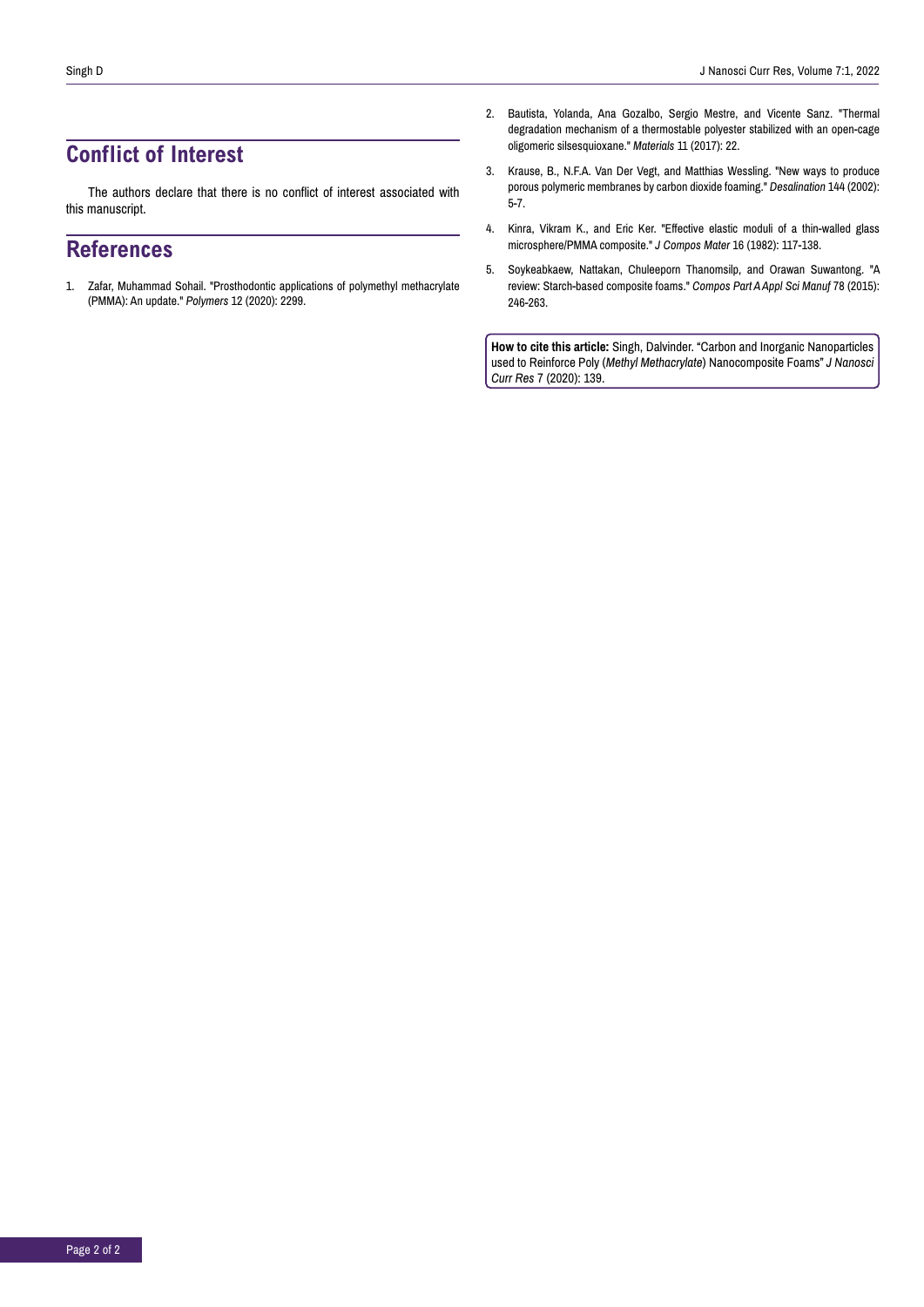## Conflict of Interest

The authors declare that there is no conflict of interest associated with this manuscript.

## References

1. Zafar, Muhammad Sohail. "Prosthodontic applications of polymethyl methacrylate (PMMA): An update." *Polymers* 12 (2020): 2299.
2. Bautista, Yolanda, Ana Gozalbo, Sergio Mestre, and Vicente Sanz. "Thermal degradation mechanism of a thermostable polyester stabilized with an open-cage oligomeric silsesquioxane." *Materials* 11 (2017): 22.
3. Krause, B., N.F.A. Van Der Vegt, and Matthias Wessling. "New ways to produce porous polymeric membranes by carbon dioxide foaming." *Desalination* 144 (2002): 5-7.
4. Kinra, Vikram K., and Eric Ker. "Effective elastic moduli of a thin-walled glass microsphere/PMMA composite." *J Compos Mater* 16 (1982): 117-138.
5. Soykeabkaew, Nattakan, Chuleeporn Thanomsilp, and Orawan Suwantong. "A review: Starch-based composite foams." *Compos Part A Appl Sci Manuf* 78 (2015): 246-263.

**How to cite this article:** Singh, Dalvinder. "Carbon and Inorganic Nanoparticles used to Reinforce Poly (*Methyl Methacrylate*) Nanocomposite Foams" *J Nanosci Curr Res* 7 (2020): 139.